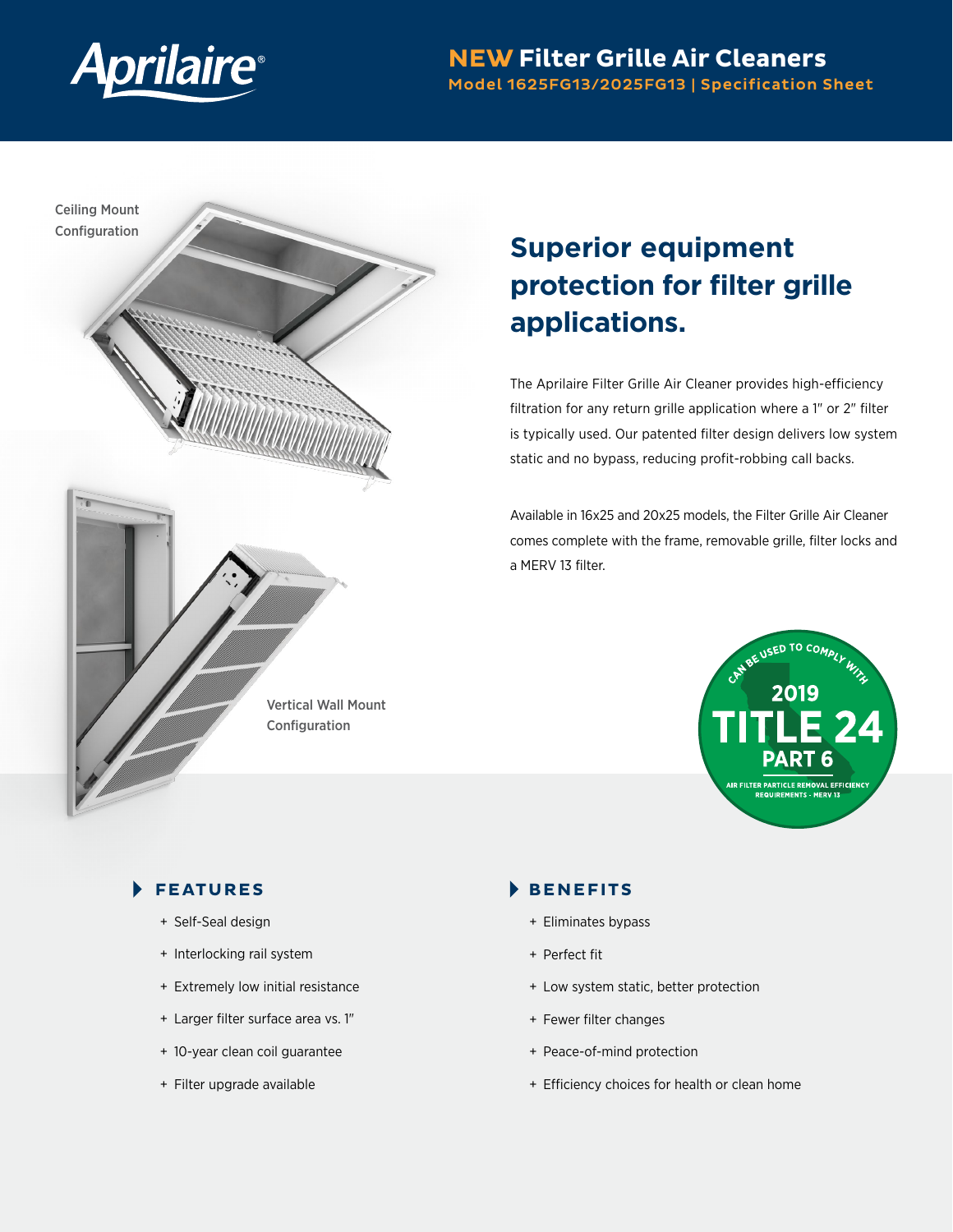Aprilaire®

# NEW Filter Grille Air Cleaners

**Model 1625FG13/2025FG13 | Specification Sheet**

Ceiling Mount Configuration

Vertical Wall Mount Configuration

## Superior equipment protection for filter grille applications.

The Aprilaire Filter Grille Air Cleaner provides high-efficiency filtration for any return grille application where a 1" or 2" filter is typically used. Our patented filter design delivers low system static and no bypass, reducing profit-robbing call backs.

Available in 16x25 and 20x25 models, the Filter Grille Air Cleaner comes complete with the frame, removable grille, filter locks and a MERV 13 filter.

CAN BE USED TO COMPLY WITH 2019 TITLE 24 PART 6 AIR FILTER PARTICLE REMOVAL EFFICIENCY REQUIREMENTS - MERV 13

### FEATURES

- Self-Seal design
- Interlocking rail system
- Extremely low initial resistance
- Larger filter surface area vs. 1"
- 10-year clean coil guarantee
- Filter upgrade available

### BENEFITS

- Eliminates bypass
- Perfect fit
- Low system static, better protection
- Fewer filter changes
- Peace-of-mind protection
- Efficiency choices for health or clean home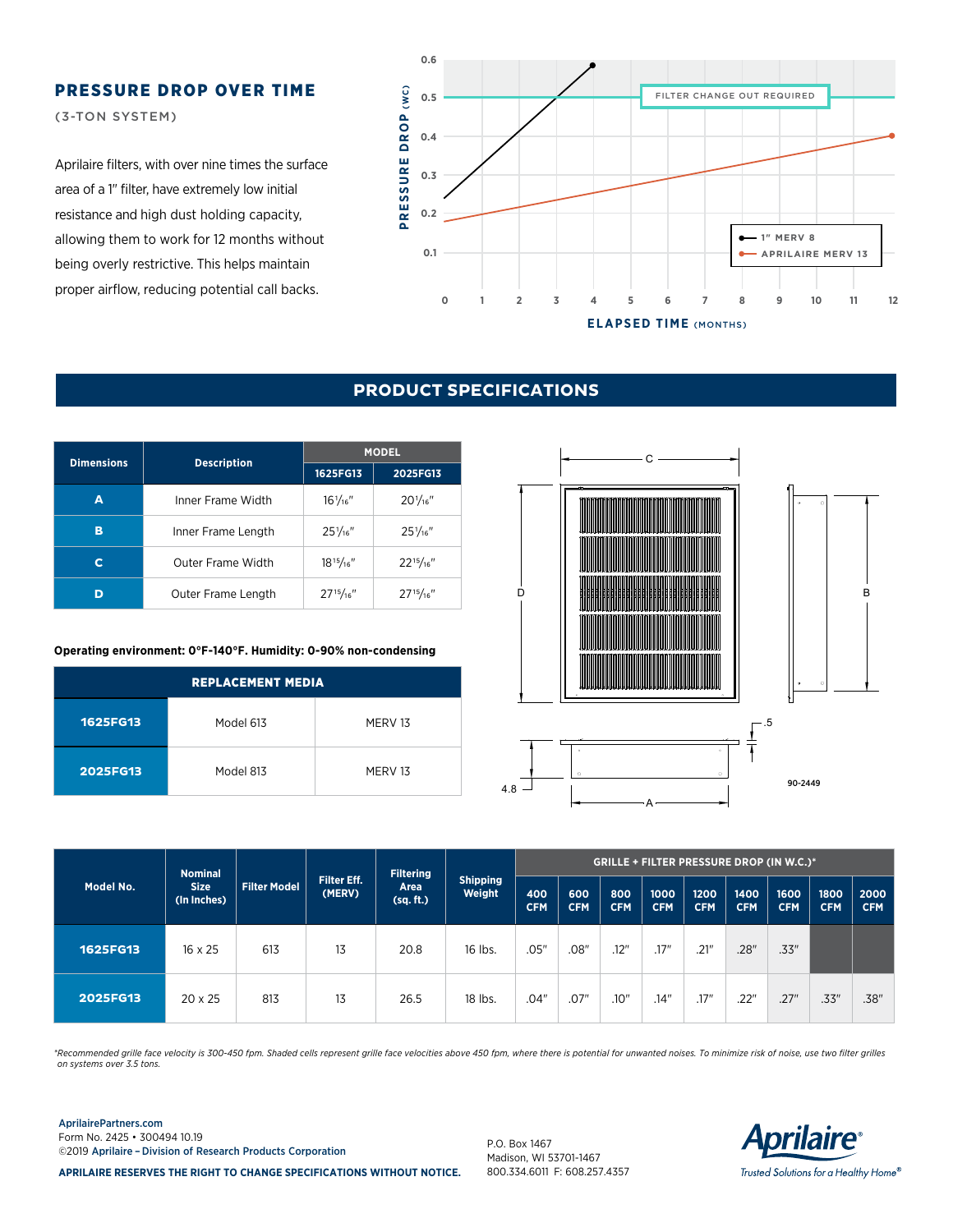## PRESSURE DROP OVER TIME

(3-TON SYSTEM)

Aprilaire filters, with over nine times the surface area of a 1" filter, have extremely low initial resistance and high dust holding capacity, allowing them to work for 12 months without being overly restrictive. This helps maintain proper airflow, reducing potential call backs.

PRESSURE DROP (WC)

0.6
0.5
0.4
0.3
0.2
0.1

FILTER CHANGE OUT REQUIRED

1" MERV 8
APRILAIRE MERV 13

0 1 2 3 4 5 6 7 8 9 10 11 12

ELAPSED TIME (MONTHS)

## PRODUCT SPECIFICATIONS

| Dimensions | Description | MODEL | |
|---|---|---|---|
| | | 1625FG13 | 2025FG13 |
| A | Inner Frame Width | 16¹⁄₁₆" | 20¹⁄₁₆" |
| B | Inner Frame Length | 25¹⁄₁₆" | 25¹⁄₁₆" |
| C | Outer Frame Width | 18¹⁵⁄₁₆" | 22¹⁵⁄₁₆" |
| D | Outer Frame Length | 27¹⁵⁄₁₆" | 27¹⁵⁄₁₆" |

**Operating environment: 0°F-140°F. Humidity: 0-90% non-condensing**

| REPLACEMENT MEDIA | | |
|---|---|---|
| 1625FG13 | Model 613 | MERV 13 |
| 2025FG13 | Model 813 | MERV 13 |

C
D
B
.5
4.8
A
90-2449

| Model No. | Nominal Size (In Inches) | Filter Model | Filter Eff. (MERV) | Filtering Area (sq. ft.) | Shipping Weight | GRILLE + FILTER PRESSURE DROP (IN W.C.)* | | | | | | | | |
|---|---|---|---|---|---|---|---|---|---|---|---|---|---|---|
| | | | | | | 400 CFM | 600 CFM | 800 CFM | 1000 CFM | 1200 CFM | 1400 CFM | 1600 CFM | 1800 CFM | 2000 CFM |
| 1625FG13 | 16 x 25 | 613 | 13 | 20.8 | 16 lbs. | .05" | .08" | .12" | .17" | .21" | .28" | .33" | | |
| 2025FG13 | 20 x 25 | 813 | 13 | 26.5 | 18 lbs. | .04" | .07" | .10" | .14" | .17" | .22" | .27" | .33" | .38" |

*\*Recommended grille face velocity is 300-450 fpm. Shaded cells represent grille face velocities above 450 fpm, where there is potential for unwanted noises. To minimize risk of noise, use two filter grilles on systems over 3.5 tons.*

AprilairePartners.com
Form No. 2425 • 300494 10.19
©2019 Aprilaire – Division of Research Products Corporation

**APRILAIRE RESERVES THE RIGHT TO CHANGE SPECIFICATIONS WITHOUT NOTICE.**

P.O. Box 1467
Madison, WI 53701-1467
800.334.6011 F: 608.257.4357

Aprilaire®
*Trusted Solutions for a Healthy Home®*